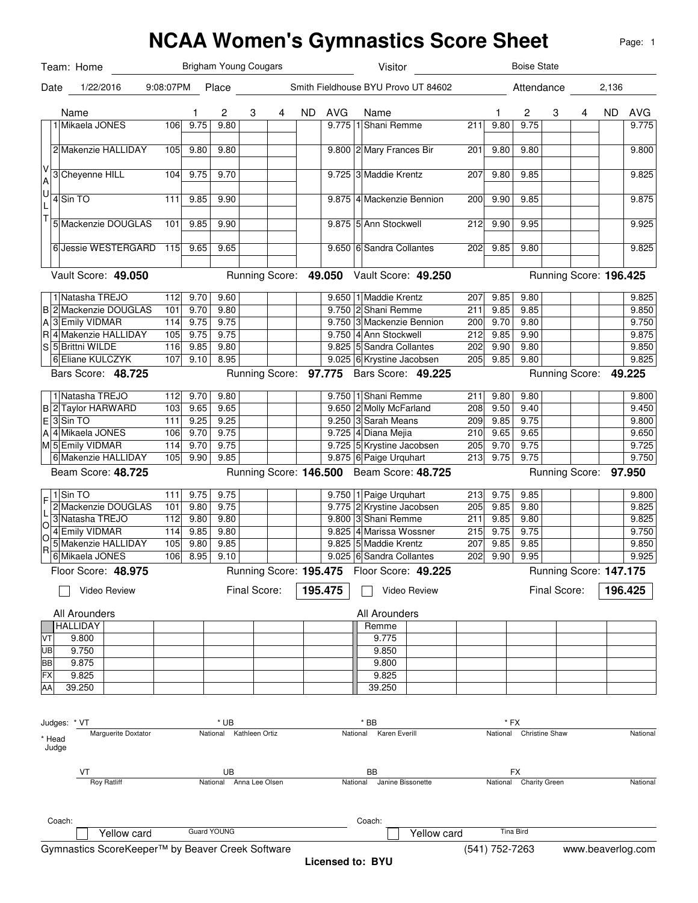# NCAA Women's Gymnastics Score Sheet

Team: Home — Brigham Young Cougars | Visitor — Boise State

Date: 1/22/2016 9:08:07PM | Place: Smith Fieldhouse BYU Provo UT 84602 | Attendance: 2,136

## VAULT

| # | Name | No. | 1 | 2 | 3 | 4 | ND | AVG | # | Name | No. | 1 | 2 | 3 | 4 | ND | AVG |
|---|---|---|---|---|---|---|---|---|---|---|---|---|---|---|---|---|---|
| 1 | Mikaela JONES | 106 | 9.75 | 9.80 | | | | 9.775 | 1 | Shani Remme | 211 | 9.80 | 9.75 | | | | 9.775 |
| 2 | Makenzie HALLIDAY | 105 | 9.80 | 9.80 | | | | 9.800 | 2 | Mary Frances Bir | 201 | 9.80 | 9.80 | | | | 9.800 |
| 3 | Cheyenne HILL | 104 | 9.75 | 9.70 | | | | 9.725 | 3 | Maddie Krentz | 207 | 9.80 | 9.85 | | | | 9.825 |
| 4 | Sin TO | 111 | 9.85 | 9.90 | | | | 9.875 | 4 | Mackenzie Bennion | 200 | 9.90 | 9.85 | | | | 9.875 |
| 5 | Mackenzie DOUGLAS | 101 | 9.85 | 9.90 | | | | 9.875 | 5 | Ann Stockwell | 212 | 9.90 | 9.95 | | | | 9.925 |
| 6 | Jessie WESTERGARD | 115 | 9.65 | 9.65 | | | | 9.650 | 6 | Sandra Collantes | 202 | 9.85 | 9.80 | | | | 9.825 |

Vault Score: **49.050** Running Score: **49.050** | Vault Score: **49.250** Running Score: **196.425**

## BARS

| # | Name | No. | 1 | 2 | 3 | 4 | ND | AVG | # | Name | No. | 1 | 2 | 3 | 4 | ND | AVG |
|---|---|---|---|---|---|---|---|---|---|---|---|---|---|---|---|---|---|
| 1 | Natasha TREJO | 112 | 9.70 | 9.60 | | | | 9.650 | 1 | Maddie Krentz | 207 | 9.85 | 9.80 | | | | 9.825 |
| 2 | Mackenzie DOUGLAS | 101 | 9.70 | 9.80 | | | | 9.750 | 2 | Shani Remme | 211 | 9.85 | 9.85 | | | | 9.850 |
| 3 | Emily VIDMAR | 114 | 9.75 | 9.75 | | | | 9.750 | 3 | Mackenzie Bennion | 200 | 9.70 | 9.80 | | | | 9.750 |
| 4 | Makenzie HALLIDAY | 105 | 9.75 | 9.75 | | | | 9.750 | 4 | Ann Stockwell | 212 | 9.85 | 9.90 | | | | 9.875 |
| 5 | Brittni WILDE | 116 | 9.85 | 9.80 | | | | 9.825 | 5 | Sandra Collantes | 202 | 9.90 | 9.80 | | | | 9.850 |
| 6 | Eliane KULCZYK | 107 | 9.10 | 8.95 | | | | 9.025 | 6 | Krystine Jacobsen | 205 | 9.85 | 9.80 | | | | 9.825 |

Bars Score: **48.725** Running Score: **97.775** | Bars Score: **49.225** Running Score: **49.225**

## BEAM

| # | Name | No. | 1 | 2 | 3 | 4 | ND | AVG | # | Name | No. | 1 | 2 | 3 | 4 | ND | AVG |
|---|---|---|---|---|---|---|---|---|---|---|---|---|---|---|---|---|---|
| 1 | Natasha TREJO | 112 | 9.70 | 9.80 | | | | 9.750 | 1 | Shani Remme | 211 | 9.80 | 9.80 | | | | 9.800 |
| 2 | Taylor HARWARD | 103 | 9.65 | 9.65 | | | | 9.650 | 2 | Molly McFarland | 208 | 9.50 | 9.40 | | | | 9.450 |
| 3 | Sin TO | 111 | 9.25 | 9.25 | | | | 9.250 | 3 | Sarah Means | 209 | 9.85 | 9.75 | | | | 9.800 |
| 4 | Mikaela JONES | 106 | 9.70 | 9.75 | | | | 9.725 | 4 | Diana Mejia | 210 | 9.65 | 9.65 | | | | 9.650 |
| 5 | Emily VIDMAR | 114 | 9.70 | 9.75 | | | | 9.725 | 5 | Krystine Jacobsen | 205 | 9.70 | 9.75 | | | | 9.725 |
| 6 | Makenzie HALLIDAY | 105 | 9.90 | 9.85 | | | | 9.875 | 6 | Paige Urquhart | 213 | 9.75 | 9.75 | | | | 9.750 |

Beam Score: **48.725** Running Score: **146.500** | Beam Score: **48.725** Running Score: **97.950**

## FLOOR

| # | Name | No. | 1 | 2 | 3 | 4 | ND | AVG | # | Name | No. | 1 | 2 | 3 | 4 | ND | AVG |
|---|---|---|---|---|---|---|---|---|---|---|---|---|---|---|---|---|---|
| 1 | Sin TO | 111 | 9.75 | 9.75 | | | | 9.750 | 1 | Paige Urquhart | 213 | 9.75 | 9.85 | | | | 9.800 |
| 2 | Mackenzie DOUGLAS | 101 | 9.80 | 9.75 | | | | 9.775 | 2 | Krystine Jacobsen | 205 | 9.85 | 9.80 | | | | 9.825 |
| 3 | Natasha TREJO | 112 | 9.80 | 9.80 | | | | 9.800 | 3 | Shani Remme | 211 | 9.85 | 9.80 | | | | 9.825 |
| 4 | Emily VIDMAR | 114 | 9.85 | 9.80 | | | | 9.825 | 4 | Marissa Wossner | 215 | 9.75 | 9.75 | | | | 9.750 |
| 5 | Makenzie HALLIDAY | 105 | 9.80 | 9.85 | | | | 9.825 | 5 | Maddie Krentz | 207 | 9.85 | 9.85 | | | | 9.850 |
| 6 | Mikaela JONES | 106 | 8.95 | 9.10 | | | | 9.025 | 6 | Sandra Collantes | 202 | 9.90 | 9.95 | | | | 9.925 |

Floor Score: **48.975** Running Score: **195.475** | Floor Score: **49.225** Running Score: **147.175**

☐ Video Review — Final Score: **195.475** | ☐ Video Review — Final Score: **196.425**

## All Arounders

| | HALLIDAY | | Remme |
|---|---|---|---|
| VT | 9.800 | VT | 9.775 |
| UB | 9.750 | UB | 9.850 |
| BB | 9.875 | BB | 9.800 |
| FX | 9.825 | FX | 9.825 |
| AA | 39.250 | AA | 39.250 |

## Judges

(* Head Judge)

| Event | Head Judge | Level | Judge | Level |
|---|---|---|---|---|
| VT | Marguerite Doxtator | National | Roy Ratliff | National |
| UB | Kathleen Ortiz | National | Anna Lee Olsen | National |
| BB | Karen Everill | National | Janine Bissonette | National |
| FX | Christine Shaw | National | Charity Green | National |

Coach: Guard YOUNG ☐ Yellow card | Coach: Tina Bird ☐ Yellow card

Gymnastics ScoreKeeper™ by Beaver Creek Software (541) 752-7263 www.beaverlog.com

**Licensed to: BYU**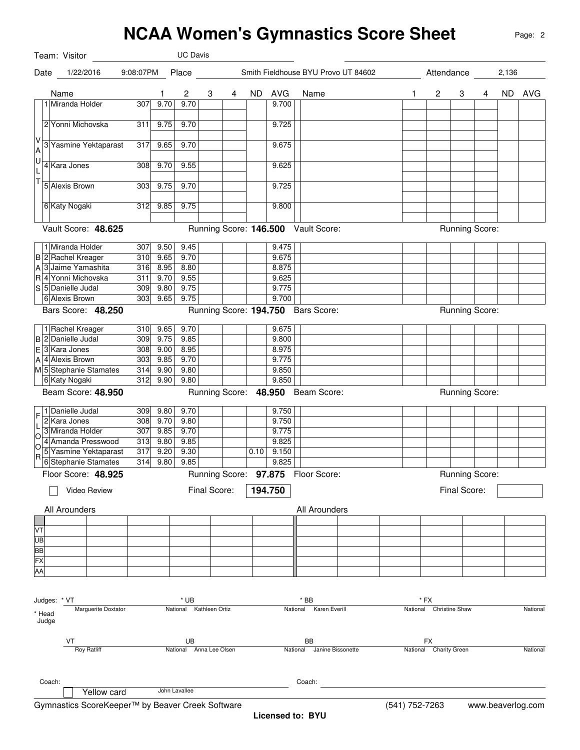# NCAA Women's Gymnastics Score Sheet

Team: Visitor UC Davis

Date 1/22/2016 9:08:07PM Place Smith Fieldhouse BYU Provo UT 84602 Attendance 2,136

## Vault

| | Name | # | 1 | 2 | 3 | 4 | ND | AVG |
|---|---|---|---|---|---|---|---|---|
| 1 | Miranda Holder | 307 | 9.70 | 9.70 | | | | 9.700 |
| 2 | Yonni Michovska | 311 | 9.75 | 9.70 | | | | 9.725 |
| 3 | Yasmine Yektaparast | 317 | 9.65 | 9.70 | | | | 9.675 |
| 4 | Kara Jones | 308 | 9.70 | 9.55 | | | | 9.625 |
| 5 | Alexis Brown | 303 | 9.75 | 9.70 | | | | 9.725 |
| 6 | Katy Nogaki | 312 | 9.85 | 9.75 | | | | 9.800 |

Vault Score: **48.625** Running Score: **146.500**

## Bars

| | Name | # | 1 | 2 | 3 | 4 | ND | AVG |
|---|---|---|---|---|---|---|---|---|
| 1 | Miranda Holder | 307 | 9.50 | 9.45 | | | | 9.475 |
| 2 | Rachel Kreager | 310 | 9.65 | 9.70 | | | | 9.675 |
| 3 | Jaime Yamashita | 316 | 8.95 | 8.80 | | | | 8.875 |
| 4 | Yonni Michovska | 311 | 9.70 | 9.55 | | | | 9.625 |
| 5 | Danielle Judal | 309 | 9.80 | 9.75 | | | | 9.775 |
| 6 | Alexis Brown | 303 | 9.65 | 9.75 | | | | 9.700 |

Bars Score: **48.250** Running Score: **194.750**

## Beam

| | Name | # | 1 | 2 | 3 | 4 | ND | AVG |
|---|---|---|---|---|---|---|---|---|
| 1 | Rachel Kreager | 310 | 9.65 | 9.70 | | | | 9.675 |
| 2 | Danielle Judal | 309 | 9.75 | 9.85 | | | | 9.800 |
| 3 | Kara Jones | 308 | 9.00 | 8.95 | | | | 8.975 |
| 4 | Alexis Brown | 303 | 9.85 | 9.70 | | | | 9.775 |
| 5 | Stephanie Stamates | 314 | 9.90 | 9.80 | | | | 9.850 |
| 6 | Katy Nogaki | 312 | 9.90 | 9.80 | | | | 9.850 |

Beam Score: **48.950** Running Score: **48.950**

## Floor

| | Name | # | 1 | 2 | 3 | 4 | ND | AVG |
|---|---|---|---|---|---|---|---|---|
| 1 | Danielle Judal | 309 | 9.80 | 9.70 | | | | 9.750 |
| 2 | Kara Jones | 308 | 9.70 | 9.80 | | | | 9.750 |
| 3 | Miranda Holder | 307 | 9.85 | 9.70 | | | | 9.775 |
| 4 | Amanda Presswood | 313 | 9.80 | 9.85 | | | | 9.825 |
| 5 | Yasmine Yektaparast | 317 | 9.20 | 9.30 | | | 0.10 | 9.150 |
| 6 | Stephanie Stamates | 314 | 9.80 | 9.85 | | | | 9.825 |

Floor Score: **48.925** Running Score: **97.875**

☐ Video Review

Final Score: **194.750**

All Arounders

| | | | | | | |
|---|---|---|---|---|---|---|
| VT | | | | | | |
| UB | | | | | | |
| BB | | | | | | |
| FX | | | | | | |
| AA | | | | | | |

Judges: (* Head Judge)

| | VT | UB | BB | FX |
|---|---|---|---|---|
| * | Marguerite Doxtator, National | Kathleen Ortiz, National | Karen Everill, National | Christine Shaw, National |
| | Roy Ratliff, National | Anna Lee Olsen, National | Janine Bissonette, National | Charity Green, National |

Coach: John Lavallee

☐ Yellow card

Gymnastics ScoreKeeper™ by Beaver Creek Software (541) 752-7263 www.beaverlog.com

Licensed to: BYU